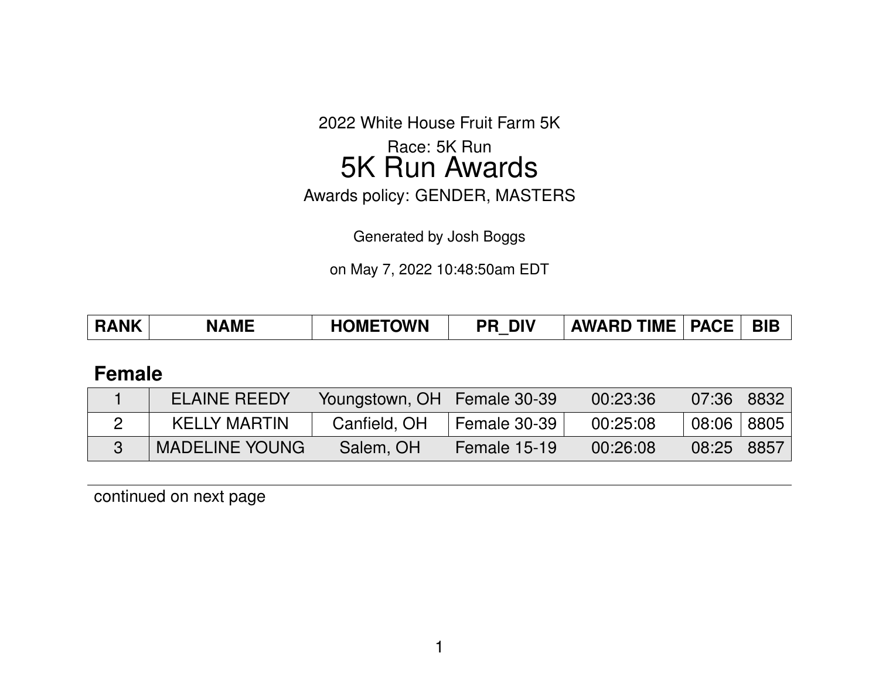2022 White House Fruit Farm 5K

Race: 5K Run

# 5K Run Awards

Awards policy: GENDER, MASTERS

Generated by Josh Boggs

on May 7, 2022 10:48:50am EDT

| RANK | NAME | HOMETOWN | PR_DIV | AWARD TIME | PACE | BIB |
|---|---|---|---|---|---|---|

## Female

| RANK | NAME | HOMETOWN | PR_DIV | AWARD TIME | PACE | BIB |
|---|---|---|---|---|---|---|
| 1 | ELAINE REEDY | Youngstown, OH | Female 30-39 | 00:23:36 | 07:36 | 8832 |
| 2 | KELLY MARTIN | Canfield, OH | Female 30-39 | 00:25:08 | 08:06 | 8805 |
| 3 | MADELINE YOUNG | Salem, OH | Female 15-19 | 00:26:08 | 08:25 | 8857 |

continued on next page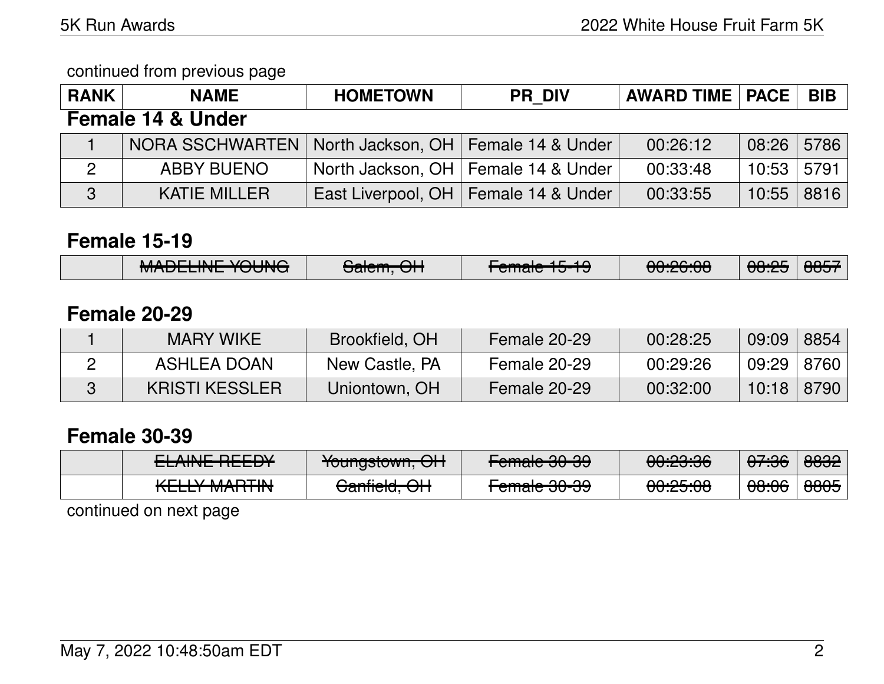continued from previous page

| RANK | NAME | HOMETOWN | PR_DIV | AWARD TIME | PACE | BIB |
|---|---|---|---|---|---|---|

**Female 14 & Under**

| RANK | NAME | HOMETOWN | PR_DIV | AWARD TIME | PACE | BIB |
|---|---|---|---|---|---|---|
| 1 | NORA SSCHWARTEN | North Jackson, OH | Female 14 & Under | 00:26:12 | 08:26 | 5786 |
| 2 | ABBY BUENO | North Jackson, OH | Female 14 & Under | 00:33:48 | 10:53 | 5791 |
| 3 | KATIE MILLER | East Liverpool, OH | Female 14 & Under | 00:33:55 | 10:55 | 8816 |

**Female 15-19**

| RANK | NAME | HOMETOWN | PR_DIV | AWARD TIME | PACE | BIB |
|---|---|---|---|---|---|---|
| | ~~MADELINE YOUNG~~ | ~~Salem, OH~~ | ~~Female 15-19~~ | ~~00:26:08~~ | ~~08:25~~ | ~~8857~~ |

**Female 20-29**

| RANK | NAME | HOMETOWN | PR_DIV | AWARD TIME | PACE | BIB |
|---|---|---|---|---|---|---|
| 1 | MARY WIKE | Brookfield, OH | Female 20-29 | 00:28:25 | 09:09 | 8854 |
| 2 | ASHLEA DOAN | New Castle, PA | Female 20-29 | 00:29:26 | 09:29 | 8760 |
| 3 | KRISTI KESSLER | Uniontown, OH | Female 20-29 | 00:32:00 | 10:18 | 8790 |

**Female 30-39**

| RANK | NAME | HOMETOWN | PR_DIV | AWARD TIME | PACE | BIB |
|---|---|---|---|---|---|---|
| | ~~ELAINE REEDY~~ | ~~Youngstown, OH~~ | ~~Female 30-39~~ | ~~00:23:36~~ | ~~07:36~~ | ~~8832~~ |
| | ~~KELLY MARTIN~~ | ~~Canfield, OH~~ | ~~Female 30-39~~ | ~~00:25:08~~ | ~~08:06~~ | ~~8805~~ |

continued on next page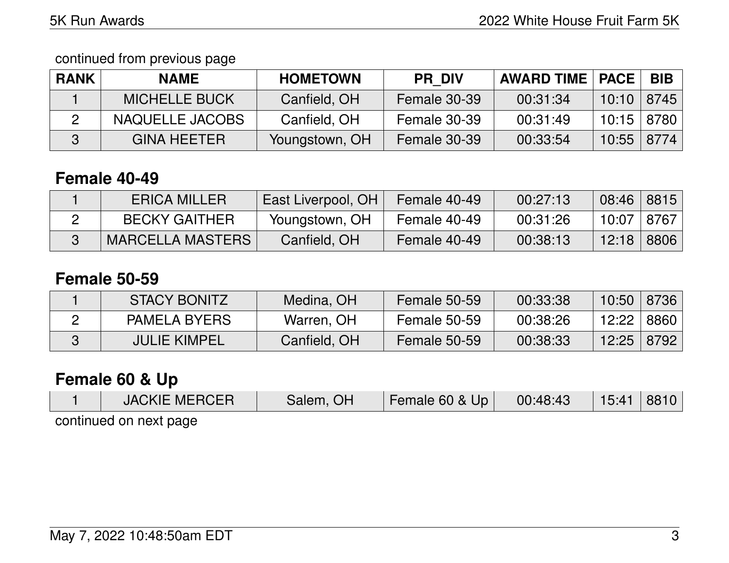continued from previous page

| RANK | NAME | HOMETOWN | PR_DIV | AWARD TIME | PACE | BIB |
|---|---|---|---|---|---|---|
| 1 | MICHELLE BUCK | Canfield, OH | Female 30-39 | 00:31:34 | 10:10 | 8745 |
| 2 | NAQUELLE JACOBS | Canfield, OH | Female 30-39 | 00:31:49 | 10:15 | 8780 |
| 3 | GINA HEETER | Youngstown, OH | Female 30-39 | 00:33:54 | 10:55 | 8774 |

## Female 40-49

| RANK | NAME | HOMETOWN | PR_DIV | AWARD TIME | PACE | BIB |
|---|---|---|---|---|---|---|
| 1 | ERICA MILLER | East Liverpool, OH | Female 40-49 | 00:27:13 | 08:46 | 8815 |
| 2 | BECKY GAITHER | Youngstown, OH | Female 40-49 | 00:31:26 | 10:07 | 8767 |
| 3 | MARCELLA MASTERS | Canfield, OH | Female 40-49 | 00:38:13 | 12:18 | 8806 |

## Female 50-59

| RANK | NAME | HOMETOWN | PR_DIV | AWARD TIME | PACE | BIB |
|---|---|---|---|---|---|---|
| 1 | STACY BONITZ | Medina, OH | Female 50-59 | 00:33:38 | 10:50 | 8736 |
| 2 | PAMELA BYERS | Warren, OH | Female 50-59 | 00:38:26 | 12:22 | 8860 |
| 3 | JULIE KIMPEL | Canfield, OH | Female 50-59 | 00:38:33 | 12:25 | 8792 |

## Female 60 & Up

| RANK | NAME | HOMETOWN | PR_DIV | AWARD TIME | PACE | BIB |
|---|---|---|---|---|---|---|
| 1 | JACKIE MERCER | Salem, OH | Female 60 & Up | 00:48:43 | 15:41 | 8810 |

continued on next page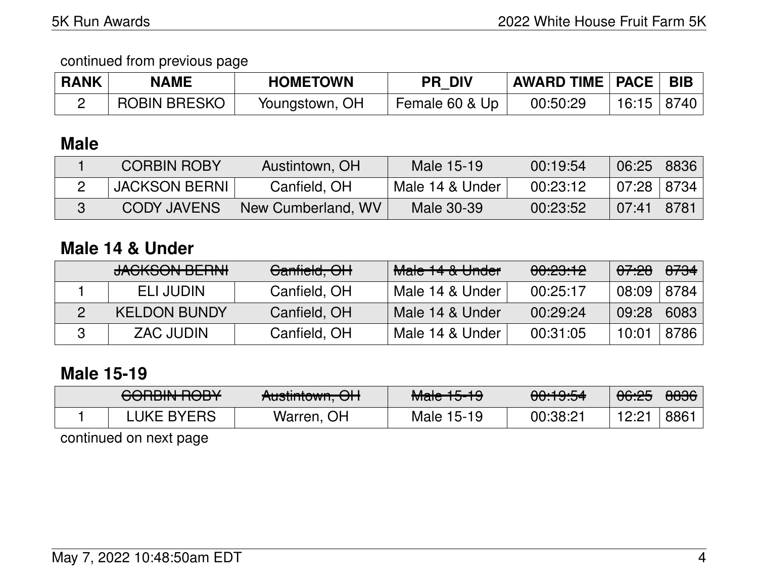continued from previous page

| RANK | NAME | HOMETOWN | PR_DIV | AWARD TIME | PACE | BIB |
|---|---|---|---|---|---|---|
| 2 | ROBIN BRESKO | Youngstown, OH | Female 60 & Up | 00:50:29 | 16:15 | 8740 |

## Male

| RANK | NAME | HOMETOWN | PR_DIV | AWARD TIME | PACE | BIB |
|---|---|---|---|---|---|---|
| 1 | CORBIN ROBY | Austintown, OH | Male 15-19 | 00:19:54 | 06:25 | 8836 |
| 2 | JACKSON BERNI | Canfield, OH | Male 14 & Under | 00:23:12 | 07:28 | 8734 |
| 3 | CODY JAVENS | New Cumberland, WV | Male 30-39 | 00:23:52 | 07:41 | 8781 |

## Male 14 & Under

| RANK | NAME | HOMETOWN | PR_DIV | AWARD TIME | PACE | BIB |
|---|---|---|---|---|---|---|
| | ~~JACKSON BERNI~~ | ~~Canfield, OH~~ | ~~Male 14 & Under~~ | ~~00:23:12~~ | ~~07:28~~ | ~~8734~~ |
| 1 | ELI JUDIN | Canfield, OH | Male 14 & Under | 00:25:17 | 08:09 | 8784 |
| 2 | KELDON BUNDY | Canfield, OH | Male 14 & Under | 00:29:24 | 09:28 | 6083 |
| 3 | ZAC JUDIN | Canfield, OH | Male 14 & Under | 00:31:05 | 10:01 | 8786 |

## Male 15-19

| RANK | NAME | HOMETOWN | PR_DIV | AWARD TIME | PACE | BIB |
|---|---|---|---|---|---|---|
| | ~~CORBIN ROBY~~ | ~~Austintown, OH~~ | ~~Male 15-19~~ | ~~00:19:54~~ | ~~06:25~~ | ~~8836~~ |
| 1 | LUKE BYERS | Warren, OH | Male 15-19 | 00:38:21 | 12:21 | 8861 |

continued on next page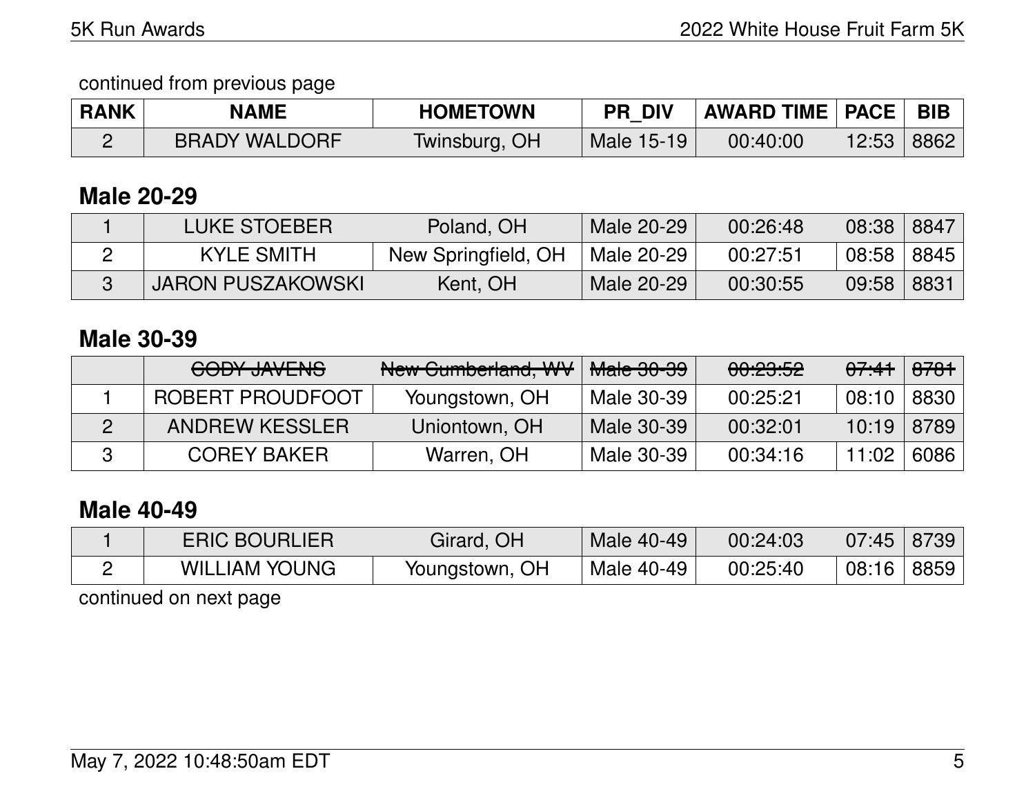continued from previous page

| RANK | NAME | HOMETOWN | PR_DIV | AWARD TIME | PACE | BIB |
|---|---|---|---|---|---|---|
| 2 | BRADY WALDORF | Twinsburg, OH | Male 15-19 | 00:40:00 | 12:53 | 8862 |

## Male 20-29

| RANK | NAME | HOMETOWN | PR_DIV | AWARD TIME | PACE | BIB |
|---|---|---|---|---|---|---|
| 1 | LUKE STOEBER | Poland, OH | Male 20-29 | 00:26:48 | 08:38 | 8847 |
| 2 | KYLE SMITH | New Springfield, OH | Male 20-29 | 00:27:51 | 08:58 | 8845 |
| 3 | JARON PUSZAKOWSKI | Kent, OH | Male 20-29 | 00:30:55 | 09:58 | 8831 |

## Male 30-39

| RANK | NAME | HOMETOWN | PR_DIV | AWARD TIME | PACE | BIB |
|---|---|---|---|---|---|---|
| | ~~CODY JAVENS~~ | ~~New Cumberland, WV~~ | ~~Male 30-39~~ | ~~00:23:52~~ | ~~07:41~~ | ~~8781~~ |
| 1 | ROBERT PROUDFOOT | Youngstown, OH | Male 30-39 | 00:25:21 | 08:10 | 8830 |
| 2 | ANDREW KESSLER | Uniontown, OH | Male 30-39 | 00:32:01 | 10:19 | 8789 |
| 3 | COREY BAKER | Warren, OH | Male 30-39 | 00:34:16 | 11:02 | 6086 |

## Male 40-49

| RANK | NAME | HOMETOWN | PR_DIV | AWARD TIME | PACE | BIB |
|---|---|---|---|---|---|---|
| 1 | ERIC BOURLIER | Girard, OH | Male 40-49 | 00:24:03 | 07:45 | 8739 |
| 2 | WILLIAM YOUNG | Youngstown, OH | Male 40-49 | 00:25:40 | 08:16 | 8859 |

continued on next page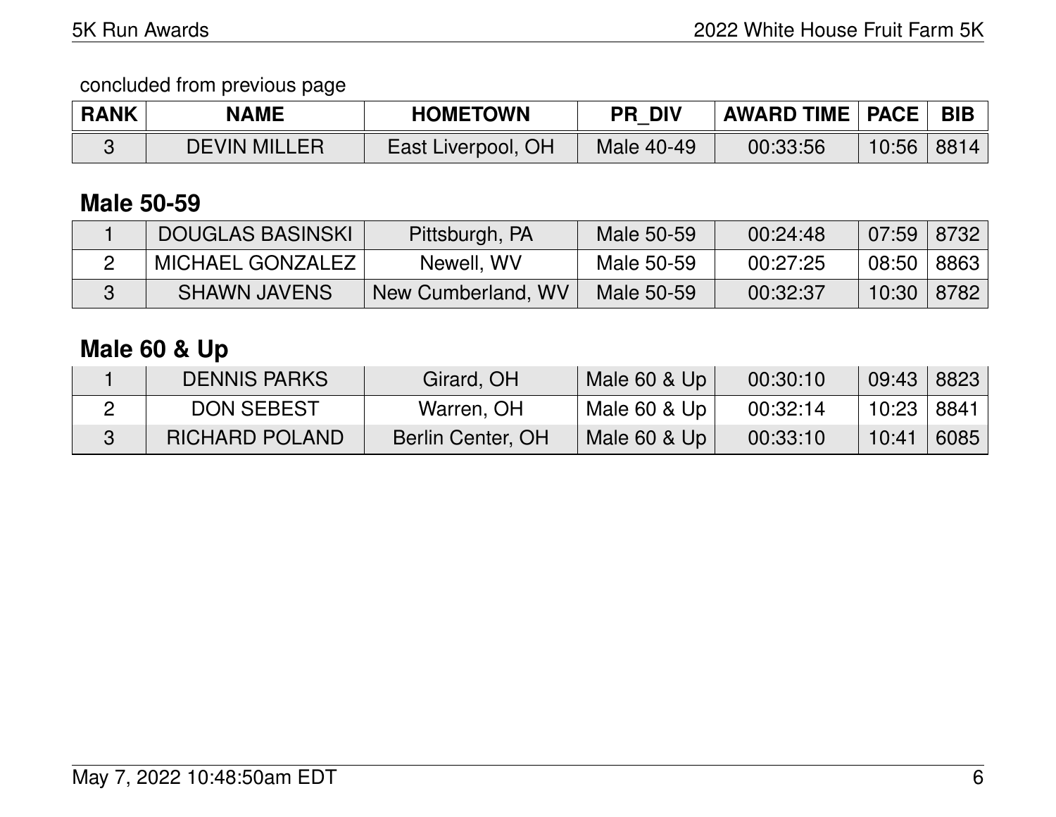concluded from previous page

| RANK | NAME | HOMETOWN | PR_DIV | AWARD TIME | PACE | BIB |
| --- | --- | --- | --- | --- | --- | --- |
| 3 | DEVIN MILLER | East Liverpool, OH | Male 40-49 | 00:33:56 | 10:56 | 8814 |

## Male 50-59

| | | | | | | |
| --- | --- | --- | --- | --- | --- | --- |
| 1 | DOUGLAS BASINSKI | Pittsburgh, PA | Male 50-59 | 00:24:48 | 07:59 | 8732 |
| 2 | MICHAEL GONZALEZ | Newell, WV | Male 50-59 | 00:27:25 | 08:50 | 8863 |
| 3 | SHAWN JAVENS | New Cumberland, WV | Male 50-59 | 00:32:37 | 10:30 | 8782 |

## Male 60 & Up

| | | | | | | |
| --- | --- | --- | --- | --- | --- | --- |
| 1 | DENNIS PARKS | Girard, OH | Male 60 & Up | 00:30:10 | 09:43 | 8823 |
| 2 | DON SEBEST | Warren, OH | Male 60 & Up | 00:32:14 | 10:23 | 8841 |
| 3 | RICHARD POLAND | Berlin Center, OH | Male 60 & Up | 00:33:10 | 10:41 | 6085 |